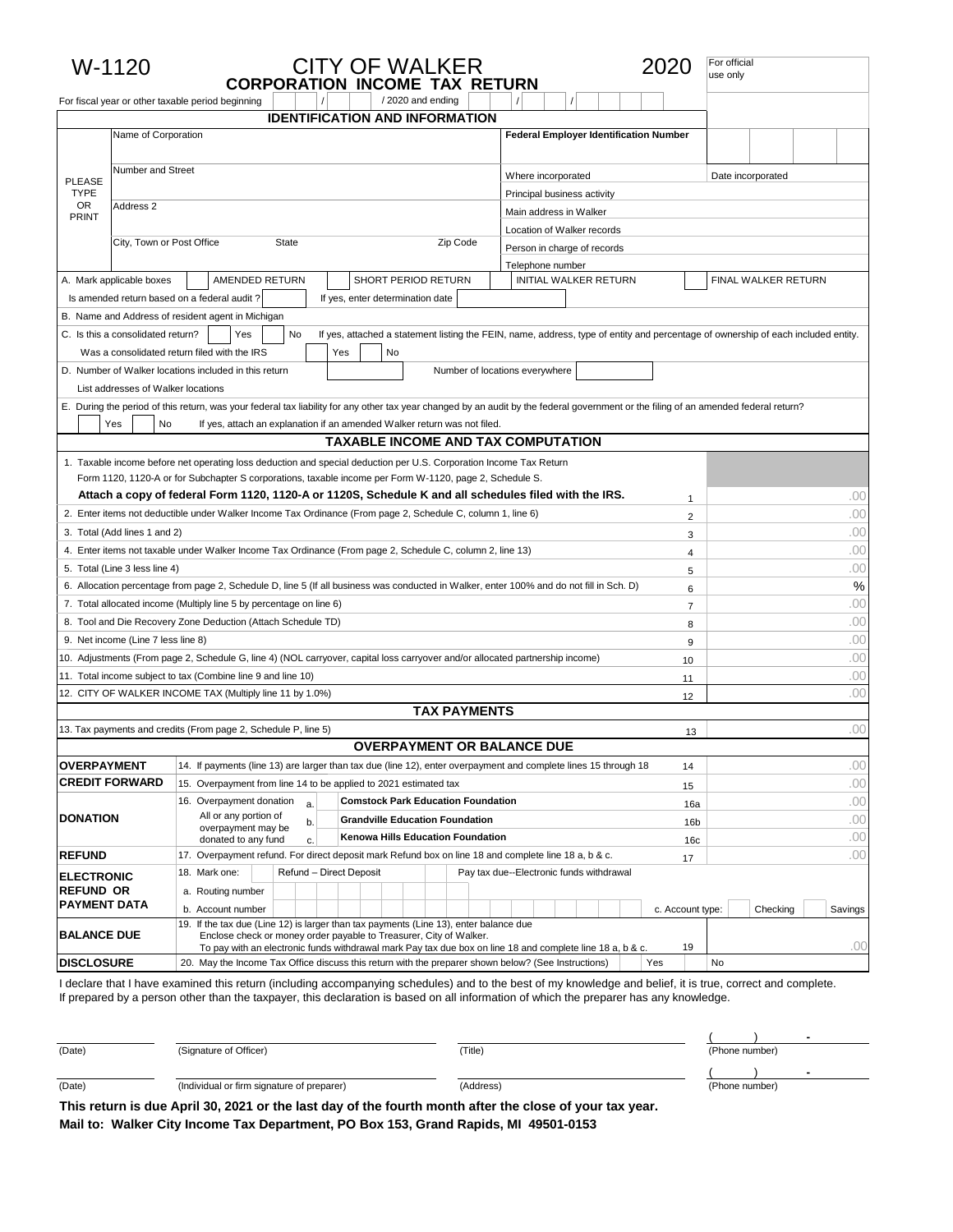# W-1120 CITY OF WALKER 2020

## CORPORATION INCOME TAX RETURN

For official use only

For fiscal year or other taxable period beginning / / 2020 and ending / /

## IDENTIFICATION AND INFORMATION

PLEASE TYPE OR PRINT

| | |
|---|---|
| Name of Corporation | Federal Employer Identification Number |
| Number and Street | Where incorporated / Date incorporated |
| | Principal business activity |
| Address 2 | Main address in Walker |
| | Location of Walker records |
| City, Town or Post Office / State / Zip Code | Person in charge of records |
| | Telephone number |

A. Mark applicable boxes: AMENDED RETURN / SHORT PERIOD RETURN / INITIAL WALKER RETURN / FINAL WALKER RETURN

Is amended return based on a federal audit ? If yes, enter determination date

B. Name and Address of resident agent in Michigan

C. Is this a consolidated return? Yes No If yes, attached a statement listing the FEIN, name, address, type of entity and percentage of ownership of each included entity.

Was a consolidated return filed with the IRS Yes No

D. Number of Walker locations included in this return Number of locations everywhere

List addresses of Walker locations

E. During the period of this return, was your federal tax liability for any other tax year changed by an audit by the federal government or the filing of an amended federal return?

Yes No If yes, attach an explanation if an amended Walker return was not filed.

## TAXABLE INCOME AND TAX COMPUTATION

| | | |
|---|---|---|
| 1. Taxable income before net operating loss deduction and special deduction per U.S. Corporation Income Tax Return Form 1120, 1120-A or for Subchapter S corporations, taxable income per Form W-1120, page 2, Schedule S. **Attach a copy of federal Form 1120, 1120-A or 1120S, Schedule K and all schedules filed with the IRS.** | 1 | .00 |
| 2. Enter items not deductible under Walker Income Tax Ordinance (From page 2, Schedule C, column 1, line 6) | 2 | .00 |
| 3. Total (Add lines 1 and 2) | 3 | .00 |
| 4. Enter items not taxable under Walker Income Tax Ordinance (From page 2, Schedule C, column 2, line 13) | 4 | .00 |
| 5. Total (Line 3 less line 4) | 5 | .00 |
| 6. Allocation percentage from page 2, Schedule D, line 5 (If all business was conducted in Walker, enter 100% and do not fill in Sch. D) | 6 | % |
| 7. Total allocated income (Multiply line 5 by percentage on line 6) | 7 | .00 |
| 8. Tool and Die Recovery Zone Deduction (Attach Schedule TD) | 8 | .00 |
| 9. Net income (Line 7 less line 8) | 9 | .00 |
| 10. Adjustments (From page 2, Schedule G, line 4) (NOL carryover, capital loss carryover and/or allocated partnership income) | 10 | .00 |
| 11. Total income subject to tax (Combine line 9 and line 10) | 11 | .00 |
| 12. CITY OF WALKER INCOME TAX (Multiply line 11 by 1.0%) | 12 | .00 |

## TAX PAYMENTS

| | | |
|---|---|---|
| 13. Tax payments and credits (From page 2, Schedule P, line 5) | 13 | .00 |

## OVERPAYMENT OR BALANCE DUE

| | | | |
|---|---|---|---|
| **OVERPAYMENT** | 14. If payments (line 13) are larger than tax due (line 12), enter overpayment and complete lines 15 through 18 | 14 | .00 |
| **CREDIT FORWARD** | 15. Overpayment from line 14 to be applied to 2021 estimated tax | 15 | .00 |
| **DONATION** | 16. Overpayment donation All or any portion of overpayment may be donated to any fund — a. **Comstock Park Education Foundation** | 16a | .00 |
| | b. **Grandville Education Foundation** | 16b | .00 |
| | c. **Kenowa Hills Education Foundation** | 16c | .00 |
| **REFUND** | 17. Overpayment refund. For direct deposit mark Refund box on line 18 and complete line 18 a, b & c. | 17 | .00 |
| **ELECTRONIC REFUND OR PAYMENT DATA** | 18. Mark one: Refund – Direct Deposit / Pay tax due--Electronic funds withdrawal; a. Routing number; b. Account number; c. Account type: Checking / Savings | | |
| **BALANCE DUE** | 19. If the tax due (Line 12) is larger than tax payments (Line 13), enter balance due. Enclose check or money order payable to Treasurer, City of Walker. To pay with an electronic funds withdrawal mark Pay tax due box on line 18 and complete line 18 a, b & c. | 19 | .00 |
| **DISCLOSURE** | 20. May the Income Tax Office discuss this return with the preparer shown below? (See Instructions) Yes No | | |

I declare that I have examined this return (including accompanying schedules) and to the best of my knowledge and belief, it is true, correct and complete. If prepared by a person other than the taxpayer, this declaration is based on all information of which the preparer has any knowledge.

(Date) (Signature of Officer) (Title) (Phone number)

(Date) (Individual or firm signature of preparer) (Address) (Phone number)

**This return is due April 30, 2021 or the last day of the fourth month after the close of your tax year.**

**Mail to: Walker City Income Tax Department, PO Box 153, Grand Rapids, MI 49501-0153**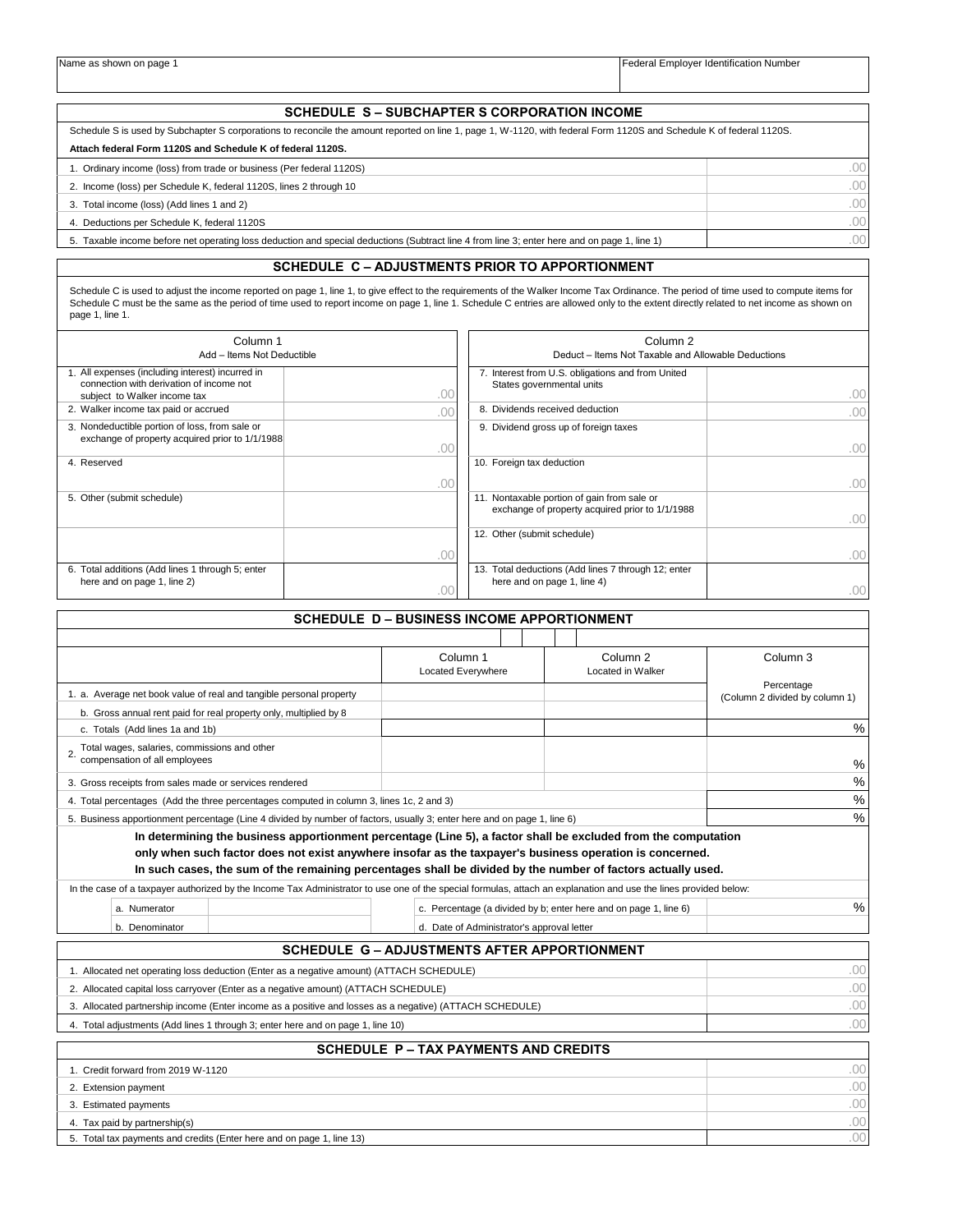| Name as shown on page 1 | Federal Employer Identification Number |
|---|---|
| | |

## SCHEDULE S – SUBCHAPTER S CORPORATION INCOME

Schedule S is used by Subchapter S corporations to reconcile the amount reported on line 1, page 1, W-1120, with federal Form 1120S and Schedule K of federal 1120S.

**Attach federal Form 1120S and Schedule K of federal 1120S.**

| | |
|---|---|
| 1. Ordinary income (loss) from trade or business (Per federal 1120S) | .00 |
| 2. Income (loss) per Schedule K, federal 1120S, lines 2 through 10 | .00 |
| 3. Total income (loss) (Add lines 1 and 2) | .00 |
| 4. Deductions per Schedule K, federal 1120S | .00 |
| 5. Taxable income before net operating loss deduction and special deductions (Subtract line 4 from line 3; enter here and on page 1, line 1) | .00 |

## SCHEDULE C – ADJUSTMENTS PRIOR TO APPORTIONMENT

Schedule C is used to adjust the income reported on page 1, line 1, to give effect to the requirements of the Walker Income Tax Ordinance. The period of time used to compute items for Schedule C must be the same as the period of time used to report income on page 1, line 1. Schedule C entries are allowed only to the extent directly related to net income as shown on page 1, line 1.

| Column 1<br>Add – Items Not Deductible | | Column 2<br>Deduct – Items Not Taxable and Allowable Deductions | |
|---|---|---|---|
| 1. All expenses (including interest) incurred in connection with derivation of income not subject to Walker income tax | .00 | 7. Interest from U.S. obligations and from United States governmental units | .00 |
| 2. Walker income tax paid or accrued | .00 | 8. Dividends received deduction | .00 |
| 3. Nondeductible portion of loss, from sale or exchange of property acquired prior to 1/1/1988 | .00 | 9. Dividend gross up of foreign taxes | .00 |
| 4. Reserved | .00 | 10. Foreign tax deduction | .00 |
| 5. Other (submit schedule) | | 11. Nontaxable portion of gain from sale or exchange of property acquired prior to 1/1/1988 | .00 |
| | .00 | 12. Other (submit schedule) | .00 |
| 6. Total additions (Add lines 1 through 5; enter here and on page 1, line 2) | .00 | 13. Total deductions (Add lines 7 through 12; enter here and on page 1, line 4) | .00 |

## SCHEDULE D – BUSINESS INCOME APPORTIONMENT

| | Column 1<br>Located Everywhere | Column 2<br>Located in Walker | Column 3 |
|---|---|---|---|
| 1. a. Average net book value of real and tangible personal property | | | Percentage<br>(Column 2 divided by column 1) |
| b. Gross annual rent paid for real property only, multiplied by 8 | | | |
| c. Totals (Add lines 1a and 1b) | | | % |
| 2. Total wages, salaries, commissions and other compensation of all employees | | | % |
| 3. Gross receipts from sales made or services rendered | | | % |
| 4. Total percentages (Add the three percentages computed in column 3, lines 1c, 2 and 3) | | | % |
| 5. Business apportionment percentage (Line 4 divided by number of factors, usually 3; enter here and on page 1, line 6) | | | % |

**In determining the business apportionment percentage (Line 5), a factor shall be excluded from the computation only when such factor does not exist anywhere insofar as the taxpayer's business operation is concerned. In such cases, the sum of the remaining percentages shall be divided by the number of factors actually used.**

In the case of a taxpayer authorized by the Income Tax Administrator to use one of the special formulas, attach an explanation and use the lines provided below:

| | | | |
|---|---|---|---|
| a. Numerator | | c. Percentage (a divided by b; enter here and on page 1, line 6) | % |
| b. Denominator | | d. Date of Administrator's approval letter | |

## SCHEDULE G – ADJUSTMENTS AFTER APPORTIONMENT

| | |
|---|---|
| 1. Allocated net operating loss deduction (Enter as a negative amount) (ATTACH SCHEDULE) | .00 |
| 2. Allocated capital loss carryover (Enter as a negative amount) (ATTACH SCHEDULE) | .00 |
| 3. Allocated partnership income (Enter income as a positive and losses as a negative) (ATTACH SCHEDULE) | .00 |
| 4. Total adjustments (Add lines 1 through 3; enter here and on page 1, line 10) | .00 |

## SCHEDULE P – TAX PAYMENTS AND CREDITS

| | |
|---|---|
| 1. Credit forward from 2019 W-1120 | .00 |
| 2. Extension payment | .00 |
| 3. Estimated payments | .00 |
| 4. Tax paid by partnership(s) | .00 |
| 5. Total tax payments and credits (Enter here and on page 1, line 13) | .00 |